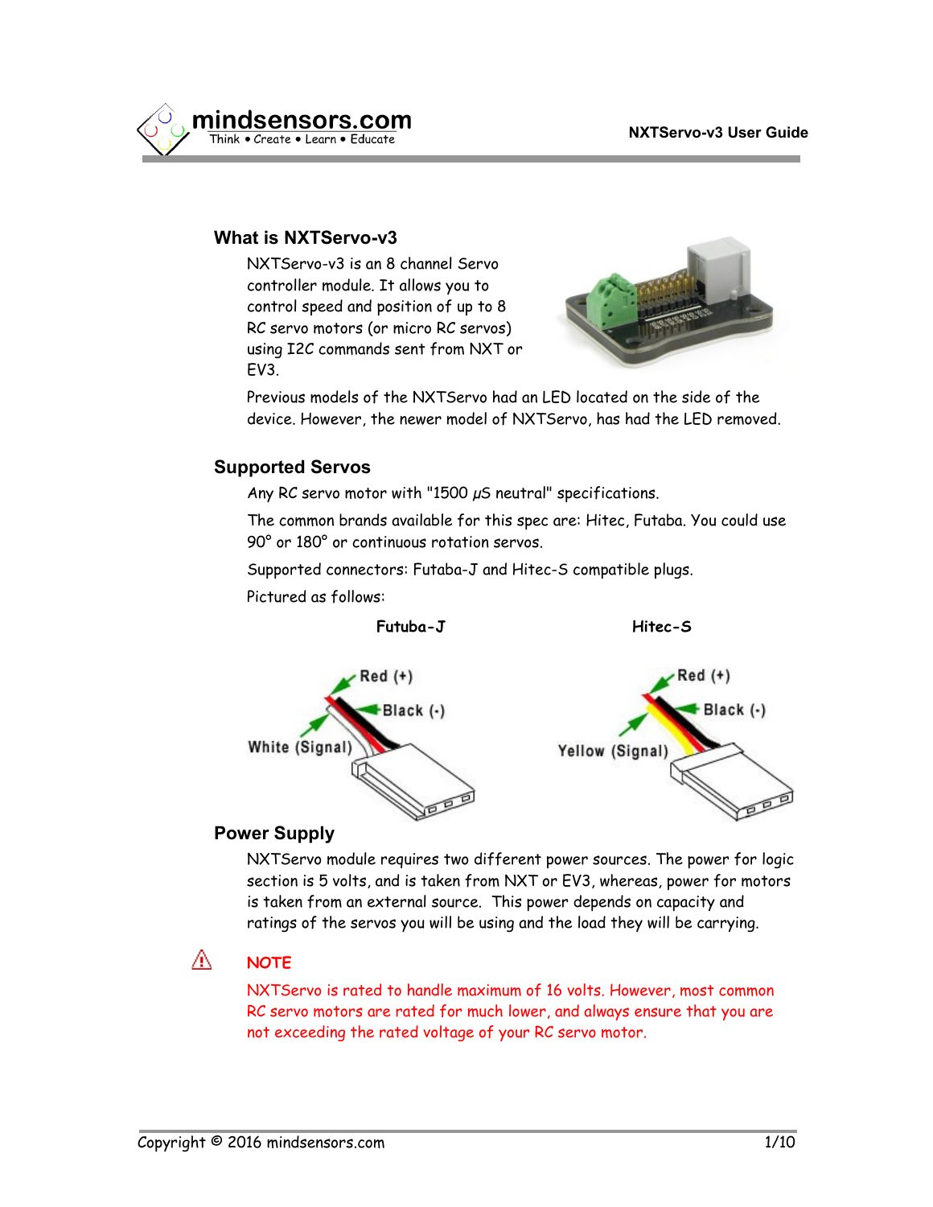## What is NXTServo-v3

NXTServo-v3 is an 8 channel Servo controller module. It allows you to control speed and position of up to 8 RC servo motors (or micro RC servos) using I2C commands sent from NXT or EV3.

Previous models of the NXTServo had an LED located on the side of the device. However, the newer model of NXTServo, has had the LED removed.

## Supported Servos

Any RC servo motor with "1500 µS neutral" specifications.

The common brands available for this spec are: Hitec, Futaba. You could use 90° or 180° or continuous rotation servos.

Supported connectors: Futaba-J and Hitec-S compatible plugs.

Pictured as follows:

**Futuba-J**

Red (+)
Black (-)
White (Signal)

**Hitec-S**

Red (+)
Black (-)
Yellow (Signal)

## Power Supply

NXTServo module requires two different power sources. The power for logic section is 5 volts, and is taken from NXT or EV3, whereas, power for motors is taken from an external source. This power depends on capacity and ratings of the servos you will be using and the load they will be carrying.

⚠ **NOTE**

NXTServo is rated to handle maximum of 16 volts. However, most common RC servo motors are rated for much lower, and always ensure that you are not exceeding the rated voltage of your RC servo motor.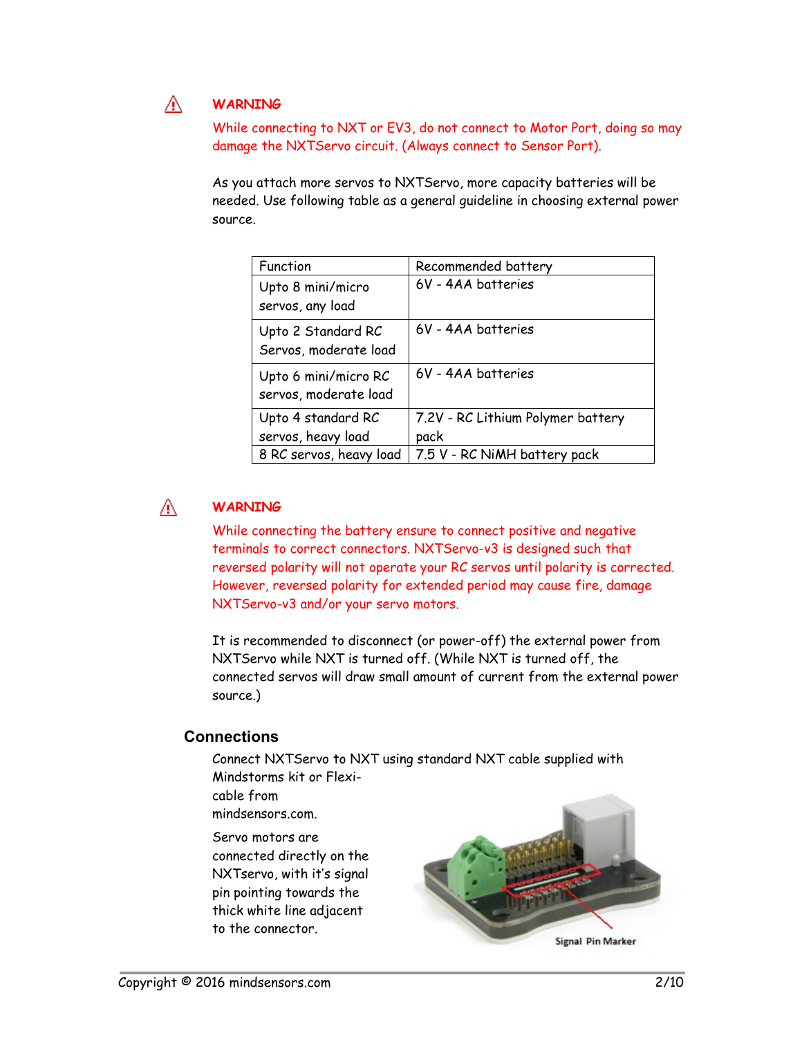⚠ **WARNING**

While connecting to NXT or EV3, do not connect to Motor Port, doing so may damage the NXTServo circuit. (Always connect to Sensor Port).

As you attach more servos to NXTServo, more capacity batteries will be needed. Use following table as a general guideline in choosing external power source.

| Function | Recommended battery |
|---|---|
| Upto 8 mini/micro servos, any load | 6V - 4AA batteries |
| Upto 2 Standard RC Servos, moderate load | 6V - 4AA batteries |
| Upto 6 mini/micro RC servos, moderate load | 6V - 4AA batteries |
| Upto 4 standard RC servos, heavy load | 7.2V - RC Lithium Polymer battery pack |
| 8 RC servos, heavy load | 7.5 V - RC NiMH battery pack |

⚠ **WARNING**

While connecting the battery ensure to connect positive and negative terminals to correct connectors. NXTServo-v3 is designed such that reversed polarity will not operate your RC servos until polarity is corrected. However, reversed polarity for extended period may cause fire, damage NXTServo-v3 and/or your servo motors.

It is recommended to disconnect (or power-off) the external power from NXTServo while NXT is turned off. (While NXT is turned off, the connected servos will draw small amount of current from the external power source.)

## Connections

Connect NXTServo to NXT using standard NXT cable supplied with Mindstorms kit or Flexi-cable from mindsensors.com.

Servo motors are connected directly on the NXTservo, with it's signal pin pointing towards the thick white line adjacent to the connector.

Signal Pin Marker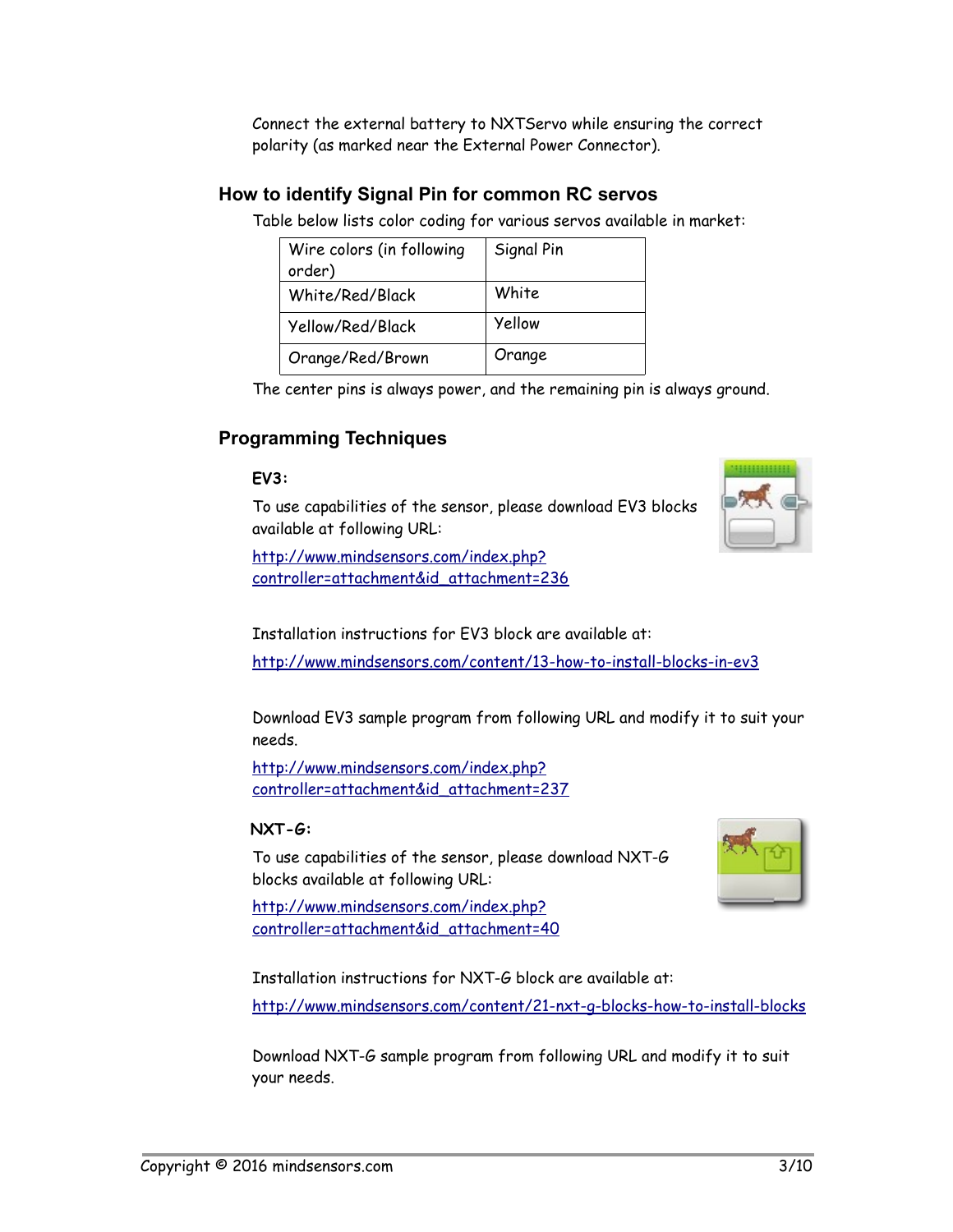Connect the external battery to NXTServo while ensuring the correct polarity (as marked near the External Power Connector).

## How to identify Signal Pin for common RC servos

Table below lists color coding for various servos available in market:

| Wire colors (in following order) | Signal Pin |
|---|---|
| White/Red/Black | White |
| Yellow/Red/Black | Yellow |
| Orange/Red/Brown | Orange |

The center pins is always power, and the remaining pin is always ground.

## Programming Techniques

### EV3:

To use capabilities of the sensor, please download EV3 blocks available at following URL:

http://www.mindsensors.com/index.php?controller=attachment&id_attachment=236

Installation instructions for EV3 block are available at:

http://www.mindsensors.com/content/13-how-to-install-blocks-in-ev3

Download EV3 sample program from following URL and modify it to suit your needs.

http://www.mindsensors.com/index.php?controller=attachment&id_attachment=237

### NXT-G:

To use capabilities of the sensor, please download NXT-G blocks available at following URL:

http://www.mindsensors.com/index.php?controller=attachment&id_attachment=40

Installation instructions for NXT-G block are available at:

http://www.mindsensors.com/content/21-nxt-g-blocks-how-to-install-blocks

Download NXT-G sample program from following URL and modify it to suit your needs.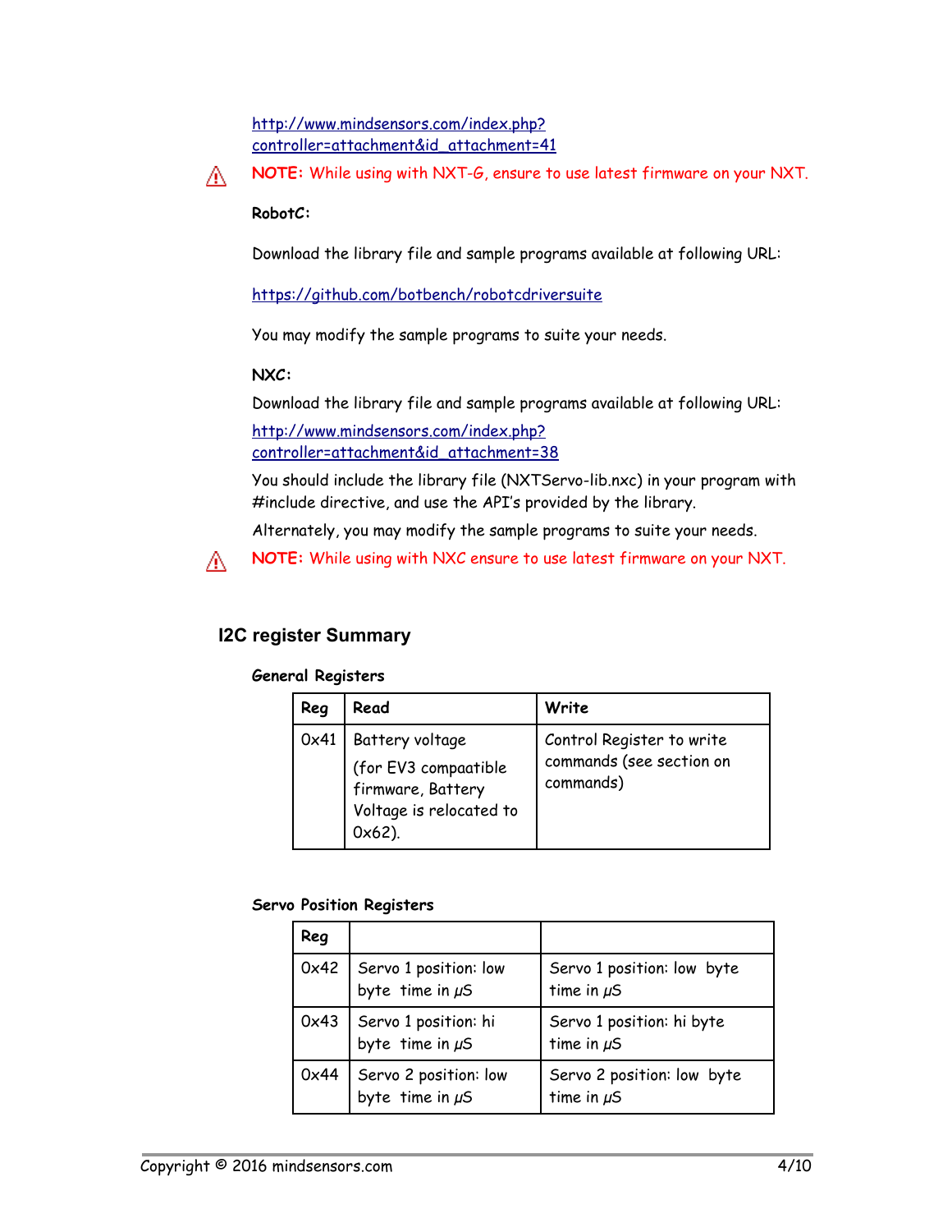http://www.mindsensors.com/index.php?controller=attachment&id_attachment=41

⚠ **NOTE:** While using with NXT-G, ensure to use latest firmware on your NXT.

**RobotC:**

Download the library file and sample programs available at following URL:

https://github.com/botbench/robotcdriversuite

You may modify the sample programs to suite your needs.

**NXC:**

Download the library file and sample programs available at following URL:

http://www.mindsensors.com/index.php?controller=attachment&id_attachment=38

You should include the library file (NXTServo-lib.nxc) in your program with #include directive, and use the API's provided by the library.

Alternately, you may modify the sample programs to suite your needs.

⚠ **NOTE:** While using with NXC ensure to use latest firmware on your NXT.

## I2C register Summary

### General Registers

| Reg | Read | Write |
|---|---|---|
| 0x41 | Battery voltage (for EV3 compaatible firmware, Battery Voltage is relocated to 0x62). | Control Register to write commands (see section on commands) |

### Servo Position Registers

| Reg | | |
|---|---|---|
| 0x42 | Servo 1 position: low byte time in µS | Servo 1 position: low byte time in µS |
| 0x43 | Servo 1 position: hi byte time in µS | Servo 1 position: hi byte time in µS |
| 0x44 | Servo 2 position: low byte time in µS | Servo 2 position: low byte time in µS |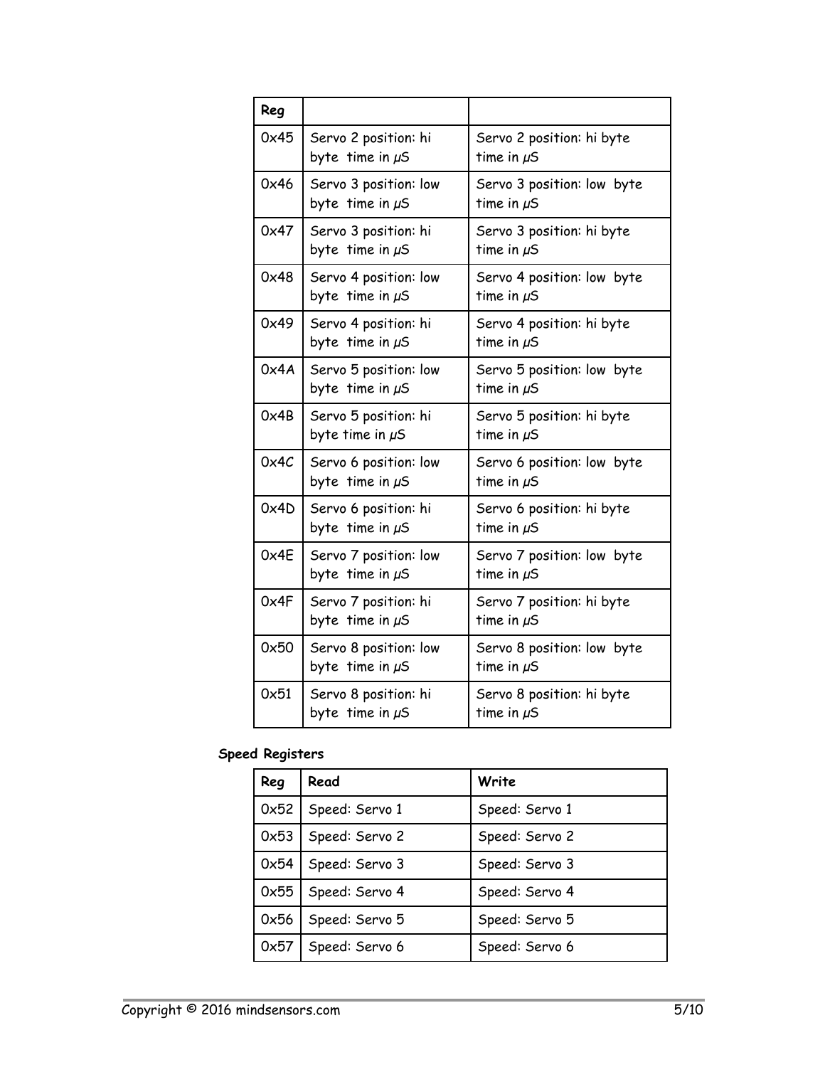| Reg | | |
|---|---|---|
| 0x45 | Servo 2 position: hi byte time in $\mu$S | Servo 2 position: hi byte time in $\mu$S |
| 0x46 | Servo 3 position: low byte time in $\mu$S | Servo 3 position: low byte time in $\mu$S |
| 0x47 | Servo 3 position: hi byte time in $\mu$S | Servo 3 position: hi byte time in $\mu$S |
| 0x48 | Servo 4 position: low byte time in $\mu$S | Servo 4 position: low byte time in $\mu$S |
| 0x49 | Servo 4 position: hi byte time in $\mu$S | Servo 4 position: hi byte time in $\mu$S |
| 0x4A | Servo 5 position: low byte time in $\mu$S | Servo 5 position: low byte time in $\mu$S |
| 0x4B | Servo 5 position: hi byte time in $\mu$S | Servo 5 position: hi byte time in $\mu$S |
| 0x4C | Servo 6 position: low byte time in $\mu$S | Servo 6 position: low byte time in $\mu$S |
| 0x4D | Servo 6 position: hi byte time in $\mu$S | Servo 6 position: hi byte time in $\mu$S |
| 0x4E | Servo 7 position: low byte time in $\mu$S | Servo 7 position: low byte time in $\mu$S |
| 0x4F | Servo 7 position: hi byte time in $\mu$S | Servo 7 position: hi byte time in $\mu$S |
| 0x50 | Servo 8 position: low byte time in $\mu$S | Servo 8 position: low byte time in $\mu$S |
| 0x51 | Servo 8 position: hi byte time in $\mu$S | Servo 8 position: hi byte time in $\mu$S |

**Speed Registers**

| Reg | Read | Write |
|---|---|---|
| 0x52 | Speed: Servo 1 | Speed: Servo 1 |
| 0x53 | Speed: Servo 2 | Speed: Servo 2 |
| 0x54 | Speed: Servo 3 | Speed: Servo 3 |
| 0x55 | Speed: Servo 4 | Speed: Servo 4 |
| 0x56 | Speed: Servo 5 | Speed: Servo 5 |
| 0x57 | Speed: Servo 6 | Speed: Servo 6 |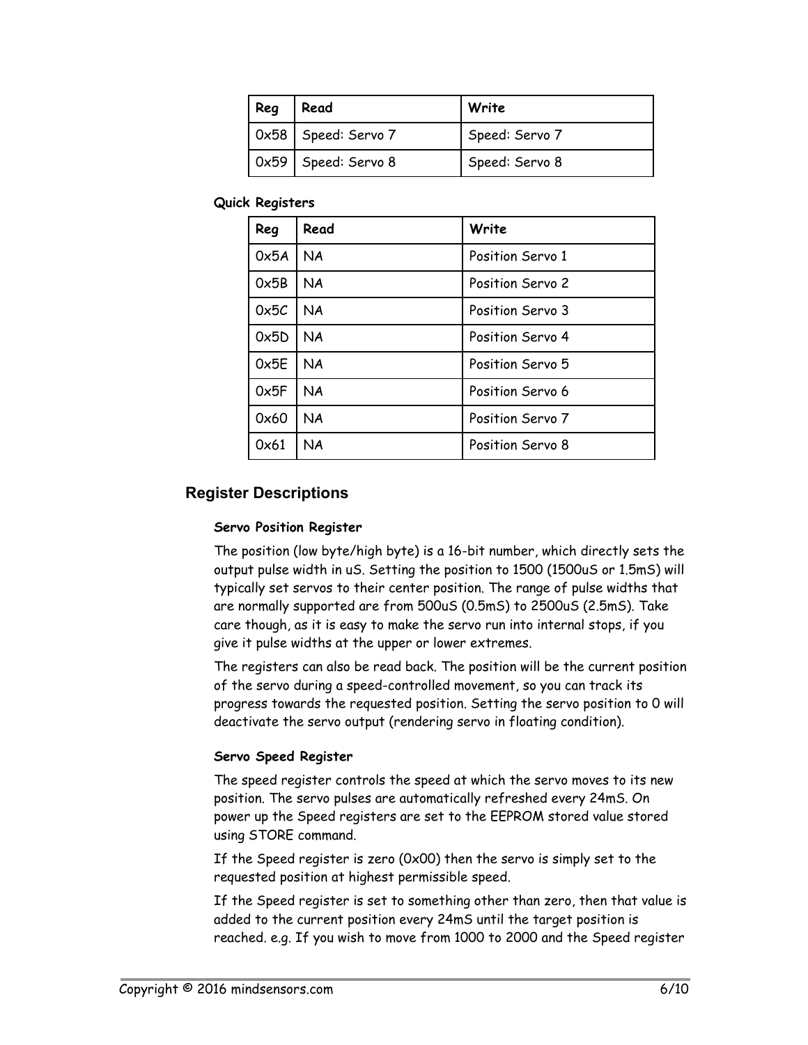| Reg | Read | Write |
|---|---|---|
| 0x58 | Speed: Servo 7 | Speed: Servo 7 |
| 0x59 | Speed: Servo 8 | Speed: Servo 8 |

**Quick Registers**

| Reg | Read | Write |
|---|---|---|
| 0x5A | NA | Position Servo 1 |
| 0x5B | NA | Position Servo 2 |
| 0x5C | NA | Position Servo 3 |
| 0x5D | NA | Position Servo 4 |
| 0x5E | NA | Position Servo 5 |
| 0x5F | NA | Position Servo 6 |
| 0x60 | NA | Position Servo 7 |
| 0x61 | NA | Position Servo 8 |

## Register Descriptions

**Servo Position Register**

The position (low byte/high byte) is a 16-bit number, which directly sets the output pulse width in uS. Setting the position to 1500 (1500uS or 1.5mS) will typically set servos to their center position. The range of pulse widths that are normally supported are from 500uS (0.5mS) to 2500uS (2.5mS). Take care though, as it is easy to make the servo run into internal stops, if you give it pulse widths at the upper or lower extremes.

The registers can also be read back. The position will be the current position of the servo during a speed-controlled movement, so you can track its progress towards the requested position. Setting the servo position to 0 will deactivate the servo output (rendering servo in floating condition).

**Servo Speed Register**

The speed register controls the speed at which the servo moves to its new position. The servo pulses are automatically refreshed every 24mS. On power up the Speed registers are set to the EEPROM stored value stored using STORE command.

If the Speed register is zero (0x00) then the servo is simply set to the requested position at highest permissible speed.

If the Speed register is set to something other than zero, then that value is added to the current position every 24mS until the target position is reached. e.g. If you wish to move from 1000 to 2000 and the Speed register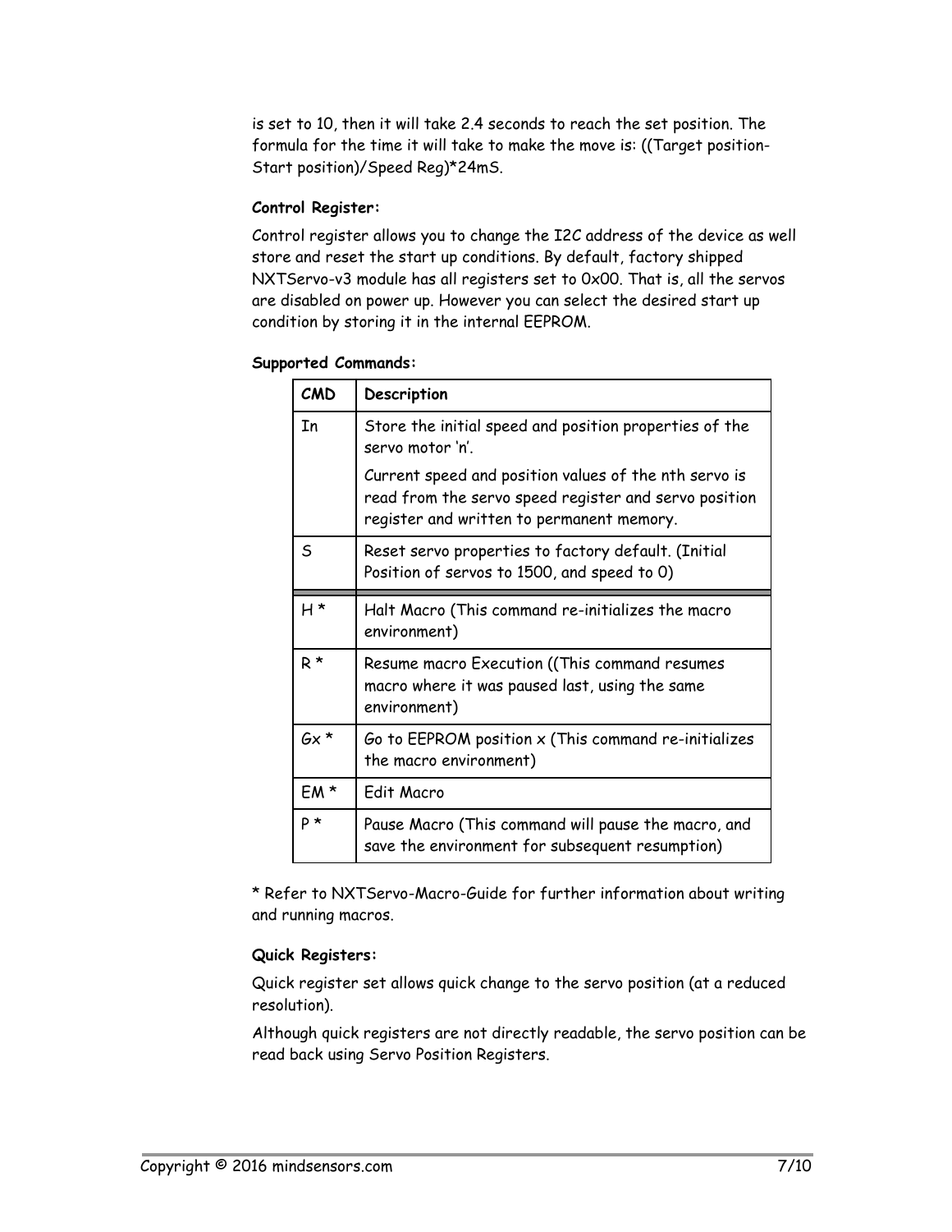is set to 10, then it will take 2.4 seconds to reach the set position. The formula for the time it will take to make the move is: ((Target position-Start position)/Speed Reg)*24mS.

**Control Register:**

Control register allows you to change the I2C address of the device as well store and reset the start up conditions. By default, factory shipped NXTServo-v3 module has all registers set to 0x00. That is, all the servos are disabled on power up. However you can select the desired start up condition by storing it in the internal EEPROM.

**Supported Commands:**

| CMD | Description |
|---|---|
| In | Store the initial speed and position properties of the servo motor 'n'. Current speed and position values of the nth servo is read from the servo speed register and servo position register and written to permanent memory. |
| S | Reset servo properties to factory default. (Initial Position of servos to 1500, and speed to 0) |
| H * | Halt Macro (This command re-initializes the macro environment) |
| R * | Resume macro Execution ((This command resumes macro where it was paused last, using the same environment) |
| Gx * | Go to EEPROM position x (This command re-initializes the macro environment) |
| EM * | Edit Macro |
| P * | Pause Macro (This command will pause the macro, and save the environment for subsequent resumption) |

* Refer to NXTServo-Macro-Guide for further information about writing and running macros.

**Quick Registers:**

Quick register set allows quick change to the servo position (at a reduced resolution).

Although quick registers are not directly readable, the servo position can be read back using Servo Position Registers.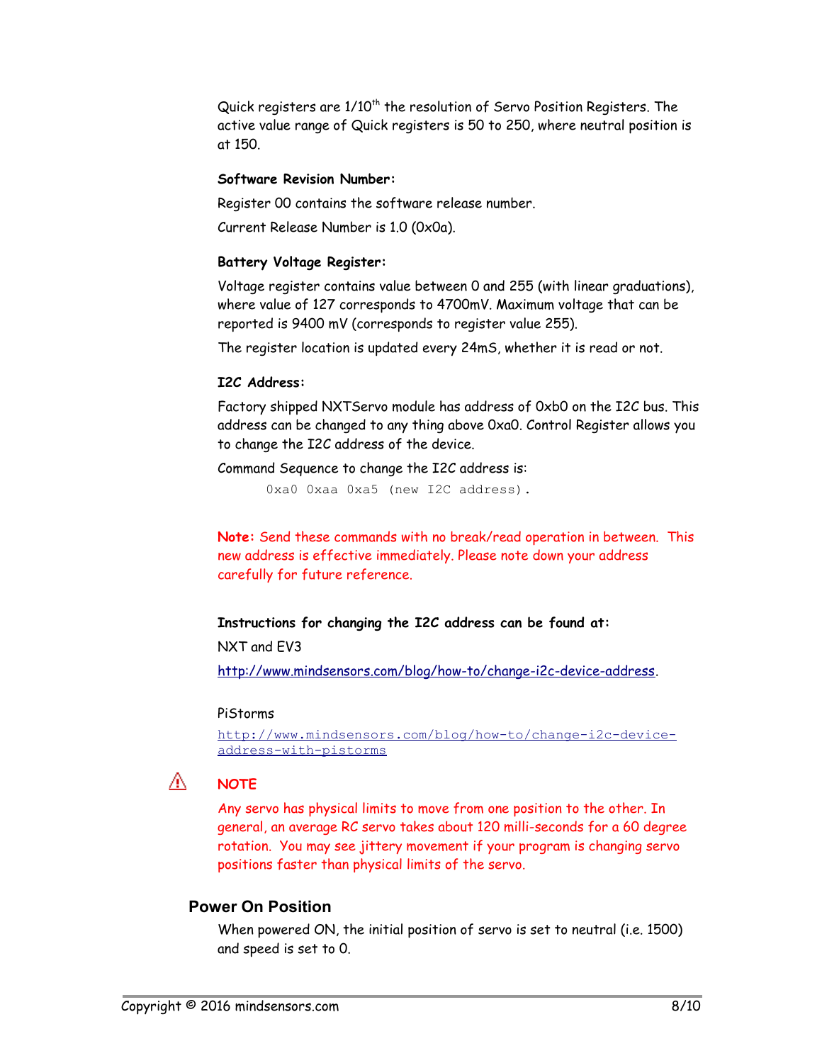Quick registers are 1/10$^{th}$ the resolution of Servo Position Registers. The active value range of Quick registers is 50 to 250, where neutral position is at 150.

**Software Revision Number:**

Register 00 contains the software release number.

Current Release Number is 1.0 (0x0a).

**Battery Voltage Register:**

Voltage register contains value between 0 and 255 (with linear graduations), where value of 127 corresponds to 4700mV. Maximum voltage that can be reported is 9400 mV (corresponds to register value 255).

The register location is updated every 24mS, whether it is read or not.

**I2C Address:**

Factory shipped NXTServo module has address of 0xb0 on the I2C bus. This address can be changed to any thing above 0xa0. Control Register allows you to change the I2C address of the device.

Command Sequence to change the I2C address is:

```
0xa0 0xaa 0xa5 (new I2C address).
```

**Note:** Send these commands with no break/read operation in between. This new address is effective immediately. Please note down your address carefully for future reference.

**Instructions for changing the I2C address can be found at:**

NXT and EV3

http://www.mindsensors.com/blog/how-to/change-i2c-device-address.

PiStorms

http://www.mindsensors.com/blog/how-to/change-i2c-device-address-with-pistorms

⚠ **NOTE**

Any servo has physical limits to move from one position to the other. In general, an average RC servo takes about 120 milli-seconds for a 60 degree rotation. You may see jittery movement if your program is changing servo positions faster than physical limits of the servo.

## Power On Position

When powered ON, the initial position of servo is set to neutral (i.e. 1500) and speed is set to 0.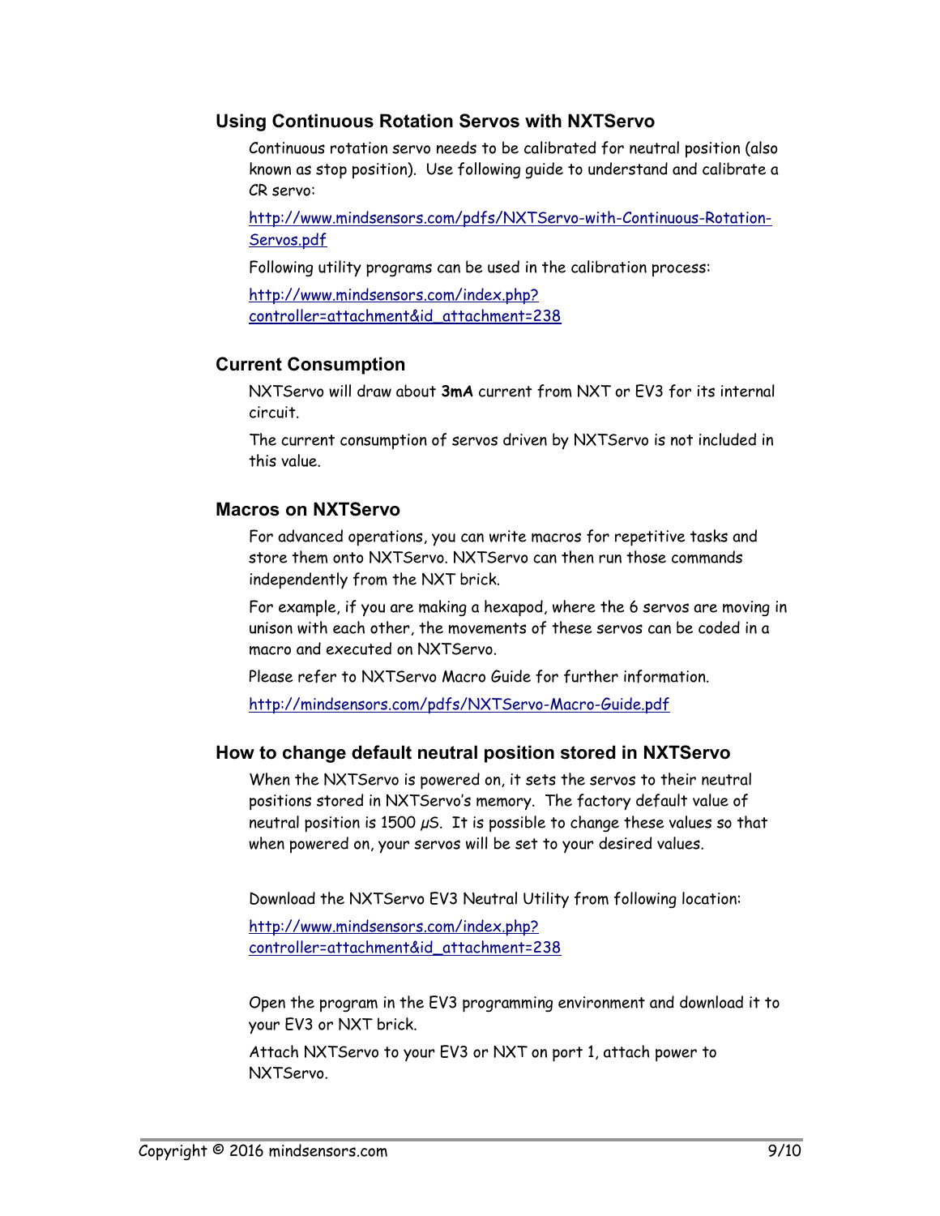### Using Continuous Rotation Servos with NXTServo

Continuous rotation servo needs to be calibrated for neutral position (also known as stop position). Use following guide to understand and calibrate a CR servo:

http://www.mindsensors.com/pdfs/NXTServo-with-Continuous-Rotation-Servos.pdf

Following utility programs can be used in the calibration process:

http://www.mindsensors.com/index.php?controller=attachment&id_attachment=238

### Current Consumption

NXTServo will draw about **3mA** current from NXT or EV3 for its internal circuit.

The current consumption of servos driven by NXTServo is not included in this value.

### Macros on NXTServo

For advanced operations, you can write macros for repetitive tasks and store them onto NXTServo. NXTServo can then run those commands independently from the NXT brick.

For example, if you are making a hexapod, where the 6 servos are moving in unison with each other, the movements of these servos can be coded in a macro and executed on NXTServo.

Please refer to NXTServo Macro Guide for further information.

http://mindsensors.com/pdfs/NXTServo-Macro-Guide.pdf

### How to change default neutral position stored in NXTServo

When the NXTServo is powered on, it sets the servos to their neutral positions stored in NXTServo's memory. The factory default value of neutral position is 1500 $\mu$S. It is possible to change these values so that when powered on, your servos will be set to your desired values.

Download the NXTServo EV3 Neutral Utility from following location:

http://www.mindsensors.com/index.php?controller=attachment&id_attachment=238

Open the program in the EV3 programming environment and download it to your EV3 or NXT brick.

Attach NXTServo to your EV3 or NXT on port 1, attach power to NXTServo.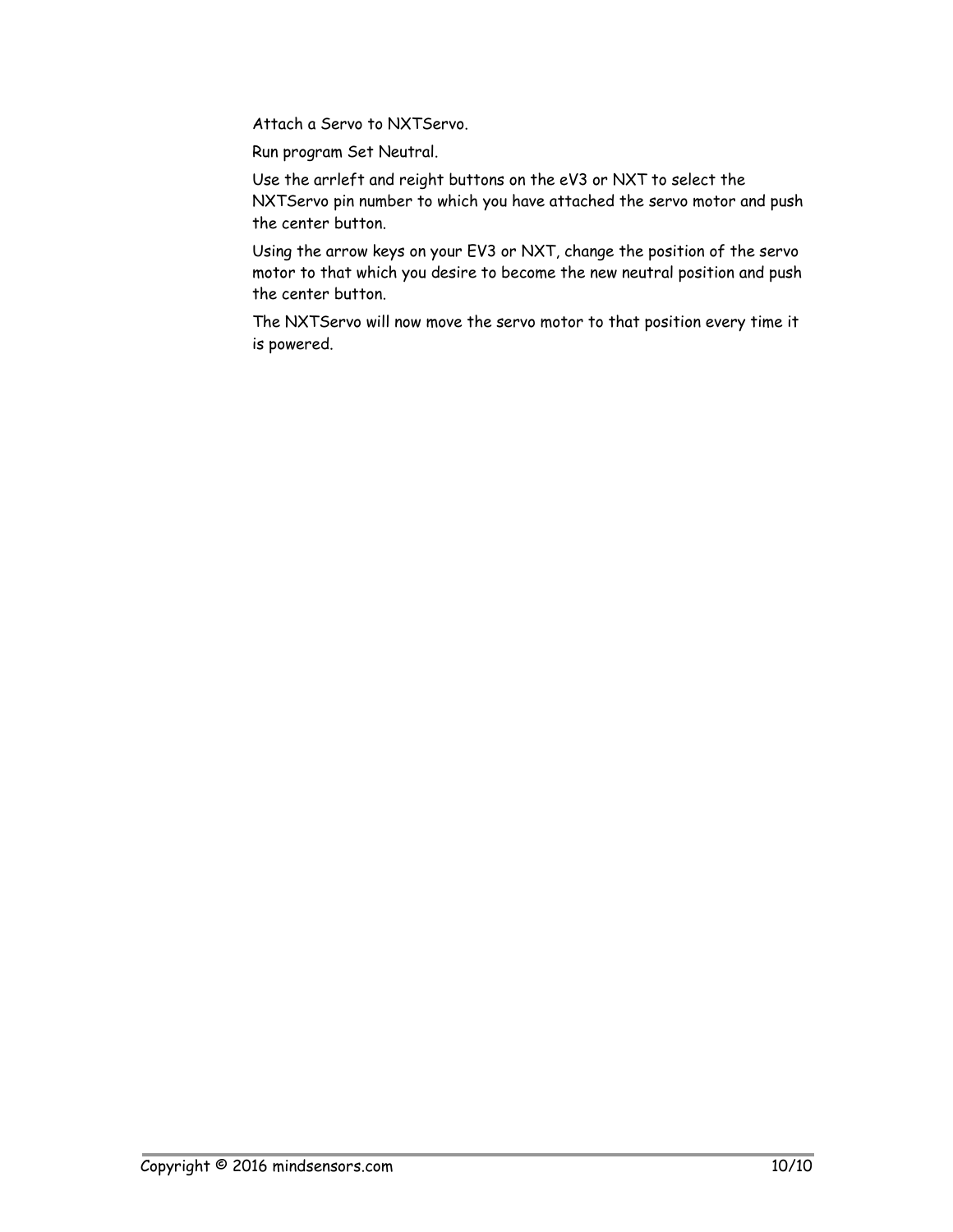Attach a Servo to NXTServo.

Run program Set Neutral.

Use the arrleft and reight buttons on the eV3 or NXT to select the NXTServo pin number to which you have attached the servo motor and push the center button.

Using the arrow keys on your EV3 or NXT, change the position of the servo motor to that which you desire to become the new neutral position and push the center button.

The NXTServo will now move the servo motor to that position every time it is powered.